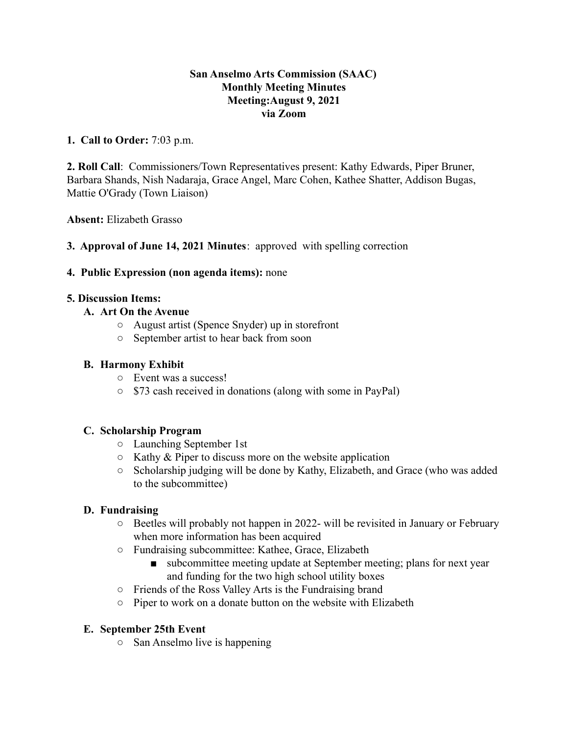**San Anselmo Arts Commission (SAAC)**
**Monthly Meeting Minutes**
**Meeting:August 9, 2021**
**via Zoom**

**1. Call to Order:** 7:03 p.m.

**2. Roll Call**: Commissioners/Town Representatives present: Kathy Edwards, Piper Bruner, Barbara Shands, Nish Nadaraja, Grace Angel, Marc Cohen, Kathee Shatter, Addison Bugas, Mattie O'Grady (Town Liaison)

**Absent:** Elizabeth Grasso

**3. Approval of June 14, 2021 Minutes**: approved with spelling correction

**4. Public Expression (non agenda items):** none

**5. Discussion Items:**

**A. Art On the Avenue**

- August artist (Spence Snyder) up in storefront
- September artist to hear back from soon

**B. Harmony Exhibit**

- Event was a success!
- $73 cash received in donations (along with some in PayPal)

**C. Scholarship Program**

- Launching September 1st
- Kathy & Piper to discuss more on the website application
- Scholarship judging will be done by Kathy, Elizabeth, and Grace (who was added to the subcommittee)

**D. Fundraising**

- Beetles will probably not happen in 2022- will be revisited in January or February when more information has been acquired
- Fundraising subcommittee: Kathee, Grace, Elizabeth
  - subcommittee meeting update at September meeting; plans for next year and funding for the two high school utility boxes
- Friends of the Ross Valley Arts is the Fundraising brand
- Piper to work on a donate button on the website with Elizabeth

**E. September 25th Event**

- San Anselmo live is happening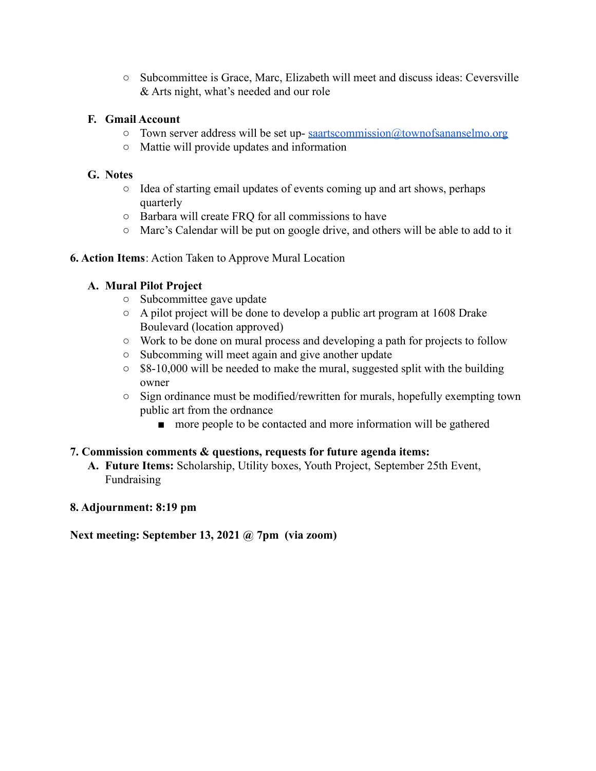- Subcommittee is Grace, Marc, Elizabeth will meet and discuss ideas: Ceversville & Arts night, what's needed and our role

F. **Gmail Account**
  - Town server address will be set up- [saartscommission@townofsananselmo.org](mailto:saartscommission@townofsananselmo.org)
  - Mattie will provide updates and information

G. **Notes**
  - Idea of starting email updates of events coming up and art shows, perhaps quarterly
  - Barbara will create FRQ for all commissions to have
  - Marc's Calendar will be put on google drive, and others will be able to add to it

**6. Action Items**: Action Taken to Approve Mural Location

A. **Mural Pilot Project**
  - Subcommittee gave update
  - A pilot project will be done to develop a public art program at 1608 Drake Boulevard (location approved)
  - Work to be done on mural process and developing a path for projects to follow
  - Subcomming will meet again and give another update
  - $8-10,000 will be needed to make the mural, suggested split with the building owner
  - Sign ordinance must be modified/rewritten for murals, hopefully exempting town public art from the ordnance
    - more people to be contacted and more information will be gathered

**7. Commission comments & questions, requests for future agenda items:**

A. **Future Items:** Scholarship, Utility boxes, Youth Project, September 25th Event, Fundraising

**8. Adjournment: 8:19 pm**

**Next meeting: September 13, 2021 @ 7pm (via zoom)**